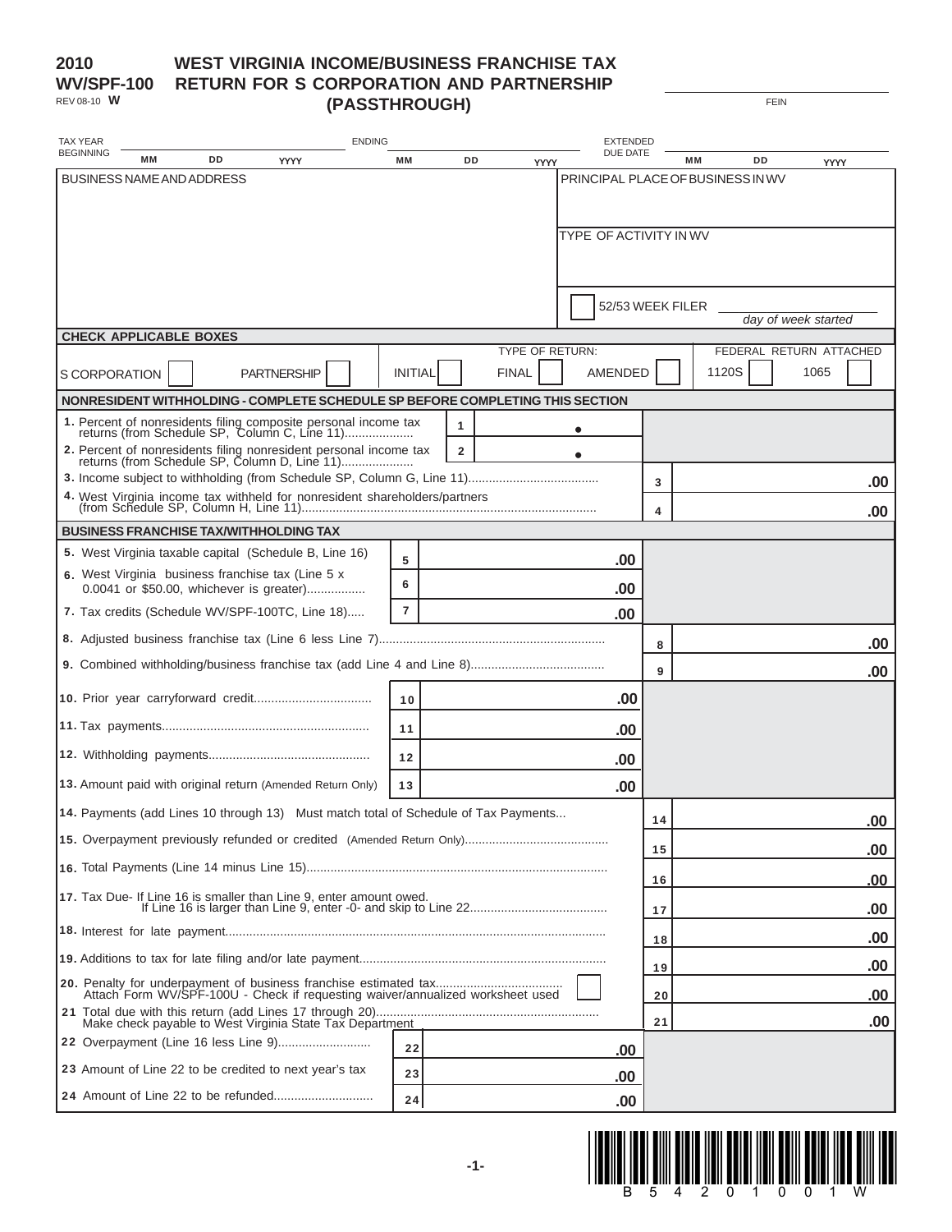# 2010 WV/SPF-100 WEST VIRGINIA INCOME/BUSINESS FRANCHISE TAX RETURN FOR S CORPORATION AND PARTNERSHIP (PASSTHROUGH)

REV 08-10 **W**

FEIN ______________________

| TAX YEAR BEGINNING | MM | DD | YYYY | ENDING | MM | DD | YYYY | EXTENDED DUE DATE | MM | DD | YYYY |
|---|---|---|---|---|---|---|---|---|---|---|---|

| BUSINESS NAME AND ADDRESS | PRINCIPAL PLACE OF BUSINESS IN WV |
|---|---|
| | TYPE OF ACTIVITY IN WV |
| | ☐ 52/53 WEEK FILER ______ *day of week started* |

**CHECK APPLICABLE BOXES**

S CORPORATION ☐ PARTNERSHIP ☐

TYPE OF RETURN: INITIAL ☐ FINAL ☐ AMENDED ☐

FEDERAL RETURN ATTACHED: 1120S ☐ 1065 ☐

**NONRESIDENT WITHHOLDING - COMPLETE SCHEDULE SP BEFORE COMPLETING THIS SECTION**

| Line | Description | | Amount |
|---|---|---|---|
| 1. | Percent of nonresidents filing composite personal income tax returns (from Schedule SP, Column C, Line 11) | 1 | • |
| 2. | Percent of nonresidents filing nonresident personal income tax returns (from Schedule SP, Column D, Line 11) | 2 | • |
| 3. | Income subject to withholding (from Schedule SP, Column G, Line 11) | 3 | .00 |
| 4. | West Virginia income tax withheld for nonresident shareholders/partners (from Schedule SP, Column H, Line 11) | 4 | .00 |

**BUSINESS FRANCHISE TAX/WITHHOLDING TAX**

| Line | Description | | Amount |
|---|---|---|---|
| 5. | West Virginia taxable capital (Schedule B, Line 16) | 5 | .00 |
| 6. | West Virginia business franchise tax (Line 5 x 0.0041 or $50.00, whichever is greater) | 6 | .00 |
| 7. | Tax credits (Schedule WV/SPF-100TC, Line 18) | 7 | .00 |
| 8. | Adjusted business franchise tax (Line 6 less Line 7) | 8 | .00 |
| 9. | Combined withholding/business franchise tax (add Line 4 and Line 8) | 9 | .00 |
| 10. | Prior year carryforward credit | 10 | .00 |
| 11. | Tax payments | 11 | .00 |
| 12. | Withholding payments | 12 | .00 |
| 13. | Amount paid with original return (Amended Return Only) | 13 | .00 |
| 14. | Payments (add Lines 10 through 13) Must match total of Schedule of Tax Payments | 14 | .00 |
| 15. | Overpayment previously refunded or credited (Amended Return Only) | 15 | .00 |
| 16. | Total Payments (Line 14 minus Line 15) | 16 | .00 |
| 17. | Tax Due- If Line 16 is smaller than Line 9, enter amount owed. If Line 16 is larger than Line 9, enter -0- and skip to Line 22 | 17 | .00 |
| 18. | Interest for late payment | 18 | .00 |
| 19. | Additions to tax for late filing and/or late payment | 19 | .00 |
| 20. | Penalty for underpayment of business franchise estimated tax ☐ Attach Form WV/SPF-100U - Check if requesting waiver/annualized worksheet used | 20 | .00 |
| 21 | Total due with this return (add Lines 17 through 20) Make check payable to West Virginia State Tax Department | 21 | .00 |
| 22 | Overpayment (Line 16 less Line 9) | 22 | .00 |
| 23 | Amount of Line 22 to be credited to next year's tax | 23 | .00 |
| 24 | Amount of Line 22 to be refunded | 24 | .00 |

B 5 4 2 0 1 0 0 1 W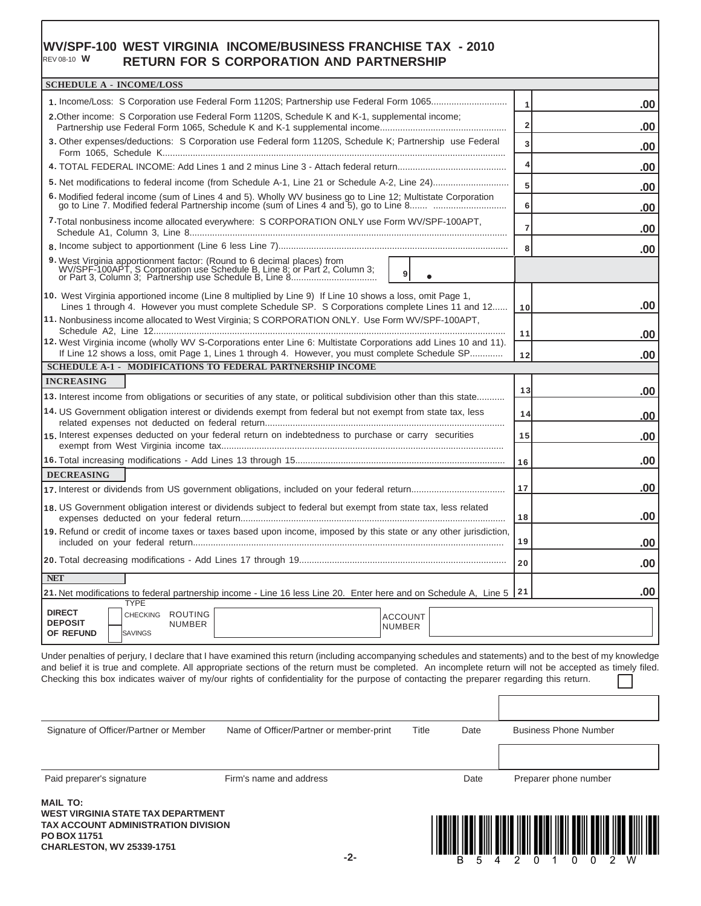# WV/SPF-100 WEST VIRGINIA INCOME/BUSINESS FRANCHISE TAX - 2010

REV 08-10 **W**

## RETURN FOR S CORPORATION AND PARTNERSHIP

### SCHEDULE A - INCOME/LOSS

| Line | Description | No. | Amount |
|---|---|---|---|
| 1. | Income/Loss: S Corporation use Federal Form 1120S; Partnership use Federal Form 1065 | 1 | .00 |
| 2. | Other income: S Corporation use Federal Form 1120S, Schedule K and K-1, supplemental income; Partnership use Federal Form 1065, Schedule K and K-1 supplemental income | 2 | .00 |
| 3. | Other expenses/deductions: S Corporation use Federal form 1120S, Schedule K; Partnership use Federal Form 1065, Schedule K | 3 | .00 |
| 4. | TOTAL FEDERAL INCOME: Add Lines 1 and 2 minus Line 3 - Attach federal return | 4 | .00 |
| 5. | Net modifications to federal income (from Schedule A-1, Line 21 or Schedule A-2, Line 24) | 5 | .00 |
| 6. | Modified federal income (sum of Lines 4 and 5). Wholly WV business go to Line 12; Multistate Corporation go to Line 7. Modified federal Partnership income (sum of Lines 4 and 5), go to Line 8 | 6 | .00 |
| 7. | Total nonbusiness income allocated everywhere: S CORPORATION ONLY use Form WV/SPF-100APT, Schedule A1, Column 3, Line 8 | 7 | .00 |
| 8. | Income subject to apportionment (Line 6 less Line 7) | 8 | .00 |
| 9. | West Virginia apportionment factor: (Round to 6 decimal places) from WV/SPF-100APT, S Corporation use Schedule B, Line 8; or Part 2, Column 3; or Part 3, Column 3; Partnership use Schedule B, Line 8 | 9 | • |
| 10. | West Virginia apportioned income (Line 8 multiplied by Line 9) If Line 10 shows a loss, omit Page 1, Lines 1 through 4. However you must complete Schedule SP. S Corporations complete Lines 11 and 12 | 10 | .00 |
| 11. | Nonbusiness income allocated to West Virginia; S CORPORATION ONLY. Use Form WV/SPF-100APT, Schedule A2, Line 12 | 11 | .00 |
| 12. | West Virginia income (wholly WV S-Corporations enter Line 6: Multistate Corporations add Lines 10 and 11). If Line 12 shows a loss, omit Page 1, Lines 1 through 4. However, you must complete Schedule SP | 12 | .00 |

### SCHEDULE A-1 - MODIFICATIONS TO FEDERAL PARTNERSHIP INCOME

| Line | Description | No. | Amount |
|---|---|---|---|
| **INCREASING** | | | |
| 13. | Interest income from obligations or securities of any state, or political subdivision other than this state | 13 | .00 |
| 14. | US Government obligation interest or dividends exempt from federal but not exempt from state tax, less related expenses not deducted on federal return | 14 | .00 |
| 15. | Interest expenses deducted on your federal return on indebtedness to purchase or carry securities exempt from West Virginia income tax | 15 | .00 |
| 16. | Total increasing modifications - Add Lines 13 through 15 | 16 | .00 |
| **DECREASING** | | | |
| 17. | Interest or dividends from US government obligations, included on your federal return | 17 | .00 |
| 18. | US Government obligation interest or dividends subject to federal but exempt from state tax, less related expenses deducted on your federal return | 18 | .00 |
| 19. | Refund or credit of income taxes or taxes based upon income, imposed by this state or any other jurisdiction, included on your federal return | 19 | .00 |
| 20. | Total decreasing modifications - Add Lines 17 through 19 | 20 | .00 |
| **NET** | | | |
| 21. | Net modifications to federal partnership income - Line 16 less Line 20. Enter here and on Schedule A, Line 5 | 21 | .00 |

**DIRECT DEPOSIT OF REFUND** TYPE: ☐ CHECKING ☐ SAVINGS ROUTING NUMBER ______ ACCOUNT NUMBER ______

Under penalties of perjury, I declare that I have examined this return (including accompanying schedules and statements) and to the best of my knowledge and belief it is true and complete. All appropriate sections of the return must be completed. An incomplete return will not be accepted as timely filed. Checking this box indicates waiver of my/our rights of confidentiality for the purpose of contacting the preparer regarding this return. ☐

Signature of Officer/Partner or Member | Name of Officer/Partner or member-print | Title | Date | Business Phone Number

Paid preparer's signature | Firm's name and address | Date | Preparer phone number

**MAIL TO:**
**WEST VIRGINIA STATE TAX DEPARTMENT**
**TAX ACCOUNT ADMINISTRATION DIVISION**
**PO BOX 11751**
**CHARLESTON, WV 25339-1751**

B 5 4 2 0 1 0 0 2 W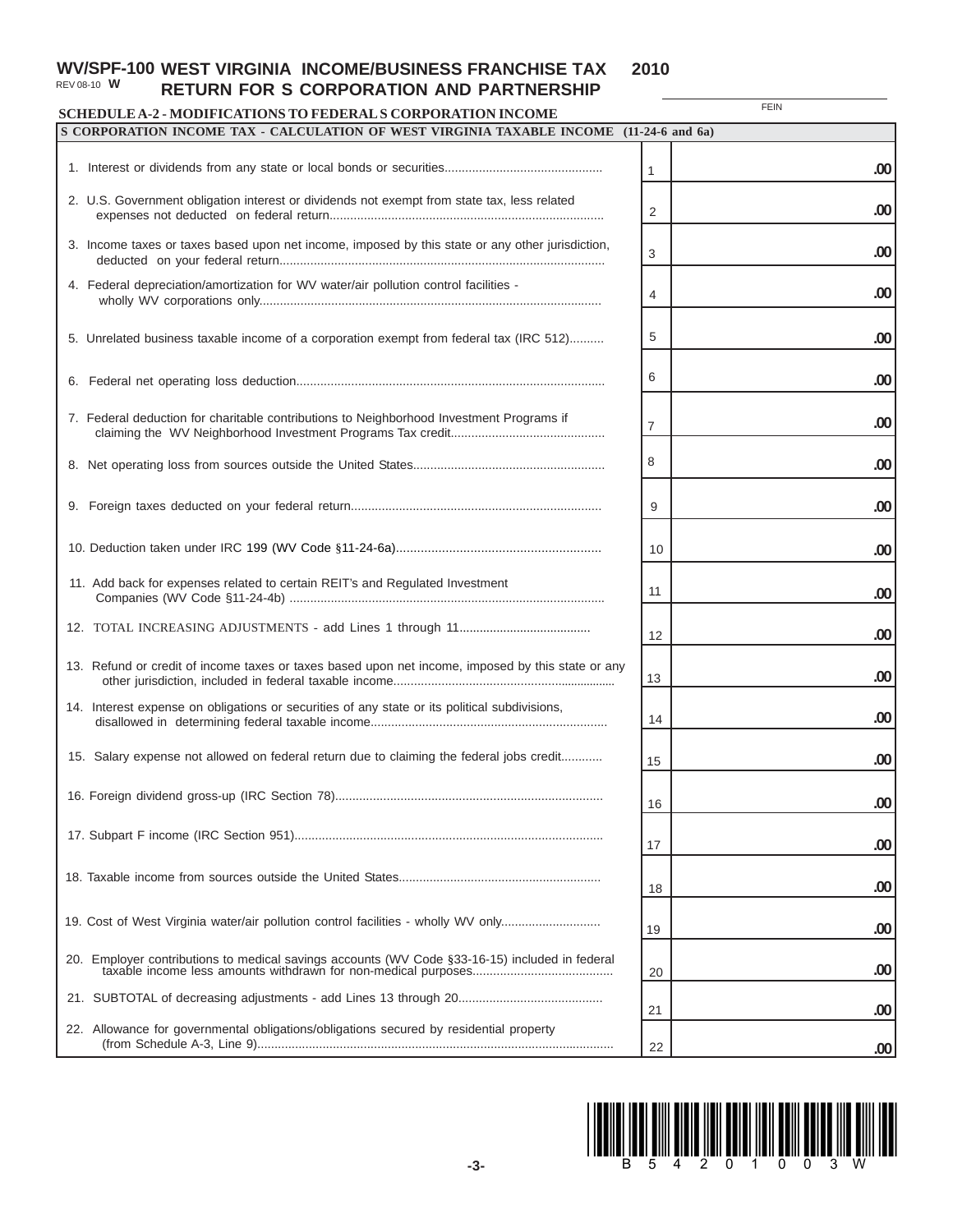**WV/SPF-100** REV 08-10 **W**

# WEST VIRGINIA INCOME/BUSINESS FRANCHISE TAX RETURN FOR S CORPORATION AND PARTNERSHIP

**2010**

FEIN

## SCHEDULE A-2 - MODIFICATIONS TO FEDERAL S CORPORATION INCOME

| S CORPORATION INCOME TAX - CALCULATION OF WEST VIRGINIA TAXABLE INCOME (11-24-6 and 6a) | | |
|---|---|---|
| 1. Interest or dividends from any state or local bonds or securities............................................. | 1 | .00 |
| 2. U.S. Government obligation interest or dividends not exempt from state tax, less related expenses not deducted on federal return............................................................................... | 2 | .00 |
| 3. Income taxes or taxes based upon net income, imposed by this state or any other jurisdiction, deducted on your federal return.............................................................................................. | 3 | .00 |
| 4. Federal depreciation/amortization for WV water/air pollution control facilities - wholly WV corporations only.................................................................................................. | 4 | .00 |
| 5. Unrelated business taxable income of a corporation exempt from federal tax (IRC 512).......... | 5 | .00 |
| 6. Federal net operating loss deduction......................................................................................... | 6 | .00 |
| 7. Federal deduction for charitable contributions to Neighborhood Investment Programs if claiming the WV Neighborhood Investment Programs Tax credit............................................ | 7 | .00 |
| 8. Net operating loss from sources outside the United States....................................................... | 8 | .00 |
| 9. Foreign taxes deducted on your federal return......................................................................... | 9 | .00 |
| 10. Deduction taken under IRC 199 (WV Code §11-24-6a)........................................................... | 10 | .00 |
| 11. Add back for expenses related to certain REIT's and Regulated Investment Companies (WV Code §11-24-4b) ........................................................................................... | 11 | .00 |
| 12. TOTAL INCREASING ADJUSTMENTS - add Lines 1 through 11....................................... | 12 | .00 |
| 13. Refund or credit of income taxes or taxes based upon net income, imposed by this state or any other jurisdiction, included in federal taxable income................................................................ | 13 | .00 |
| 14. Interest expense on obligations or securities of any state or its political subdivisions, disallowed in determining federal taxable income.................................................................... | 14 | .00 |
| 15. Salary expense not allowed on federal return due to claiming the federal jobs credit............ | 15 | .00 |
| 16. Foreign dividend gross-up (IRC Section 78)............................................................................. | 16 | .00 |
| 17. Subpart F income (IRC Section 951)......................................................................................... | 17 | .00 |
| 18. Taxable income from sources outside the United States.......................................................... | 18 | .00 |
| 19. Cost of West Virginia water/air pollution control facilities - wholly WV only............................ | 19 | .00 |
| 20. Employer contributions to medical savings accounts (WV Code §33-16-15) included in federal taxable income less amounts withdrawn for non-medical purposes......................................... | 20 | .00 |
| 21. SUBTOTAL of decreasing adjustments - add Lines 13 through 20.......................................... | 21 | .00 |
| 22. Allowance for governmental obligations/obligations secured by residential property (from Schedule A-3, Line 9)........................................................................................................ | 22 | .00 |

B 5 4 2 0 1 0 0 3 W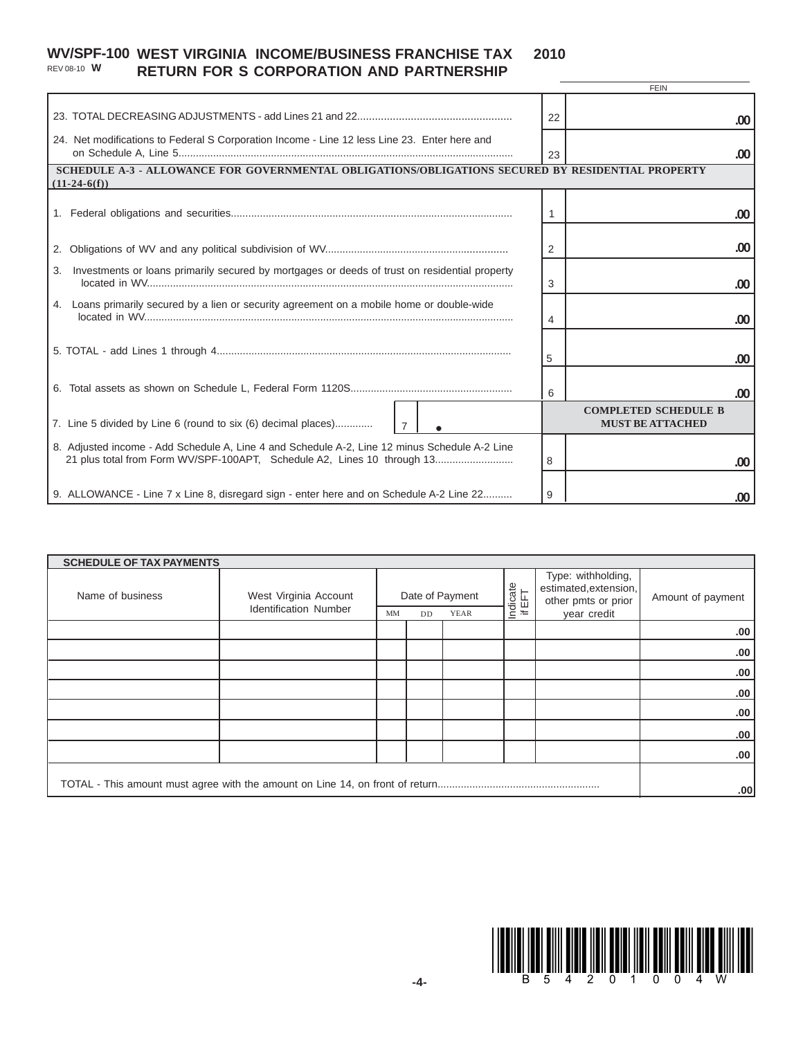**WV/SPF-100** REV 08-10 **W**

# WEST VIRGINIA INCOME/BUSINESS FRANCHISE TAX RETURN FOR S CORPORATION AND PARTNERSHIP 2010

FEIN ______________________

| | | |
|---|---|---|
| 23. TOTAL DECREASING ADJUSTMENTS - add Lines 21 and 22 | 22 | .00 |
| 24. Net modifications to Federal S Corporation Income - Line 12 less Line 23. Enter here and on Schedule A, Line 5 | 23 | .00 |

## SCHEDULE A-3 - ALLOWANCE FOR GOVERNMENTAL OBLIGATIONS/OBLIGATIONS SECURED BY RESIDENTIAL PROPERTY (11-24-6(f))

| | | |
|---|---|---|
| 1. Federal obligations and securities | 1 | .00 |
| 2. Obligations of WV and any political subdivision of WV | 2 | .00 |
| 3. Investments or loans primarily secured by mortgages or deeds of trust on residential property located in WV | 3 | .00 |
| 4. Loans primarily secured by a lien or security agreement on a mobile home or double-wide located in WV | 4 | .00 |
| 5. TOTAL - add Lines 1 through 4 | 5 | .00 |
| 6. Total assets as shown on Schedule L, Federal Form 1120S | 6 | .00 |
| 7. Line 5 divided by Line 6 (round to six (6) decimal places) — 7 • | | **COMPLETED SCHEDULE B MUST BE ATTACHED** |
| 8. Adjusted income - Add Schedule A, Line 4 and Schedule A-2, Line 12 minus Schedule A-2 Line 21 plus total from Form WV/SPF-100APT, Schedule A2, Lines 10 through 13 | 8 | .00 |
| 9. ALLOWANCE - Line 7 x Line 8, disregard sign - enter here and on Schedule A-2 Line 22 | 9 | .00 |

## SCHEDULE OF TAX PAYMENTS

| Name of business | West Virginia Account Identification Number | Date of Payment MM | DD | YEAR | Indicate if EFT | Type: withholding, estimated, extension, other pmts or prior year credit | Amount of payment |
|---|---|---|---|---|---|---|---|
| | | | | | | | .00 |
| | | | | | | | .00 |
| | | | | | | | .00 |
| | | | | | | | .00 |
| | | | | | | | .00 |
| | | | | | | | .00 |
| | | | | | | | .00 |
| TOTAL - This amount must agree with the amount on Line 14, on front of return | | | | | | | .00 |

B 5 4 2 0 1 0 0 4 W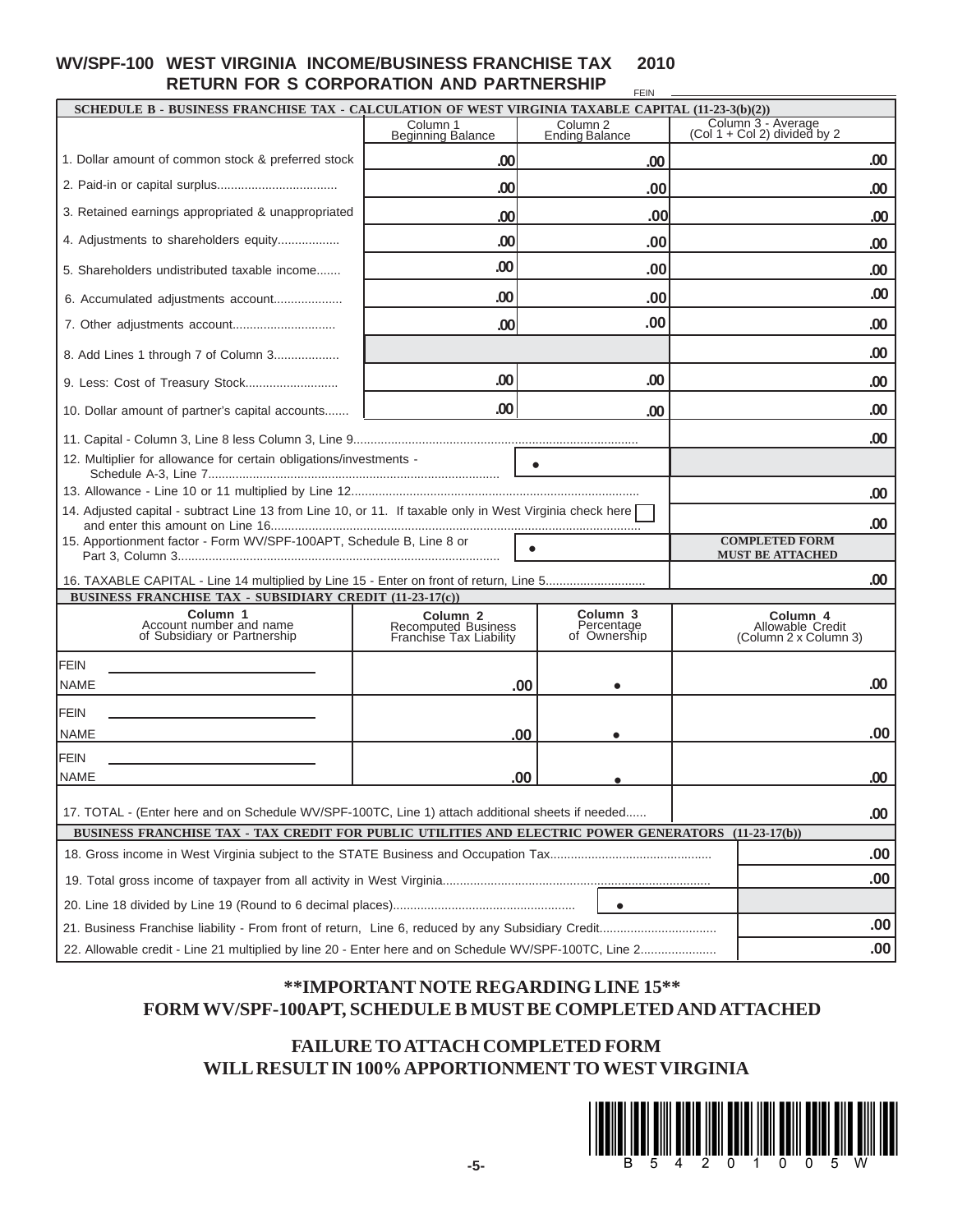# WV/SPF-100 WEST VIRGINIA INCOME/BUSINESS FRANCHISE TAX 2010
## RETURN FOR S CORPORATION AND PARTNERSHIP

FEIN

**SCHEDULE B - BUSINESS FRANCHISE TAX - CALCULATION OF WEST VIRGINIA TAXABLE CAPITAL (11-23-3(b)(2))**

| | Column 1 Beginning Balance | Column 2 Ending Balance | Column 3 - Average (Col 1 + Col 2) divided by 2 |
|---|---|---|---|
| 1. Dollar amount of common stock & preferred stock | .00 | .00 | .00 |
| 2. Paid-in or capital surplus.................................. | .00 | .00 | .00 |
| 3. Retained earnings appropriated & unappropriated | .00 | .00 | .00 |
| 4. Adjustments to shareholders equity................. | .00 | .00 | .00 |
| 5. Shareholders undistributed taxable income....... | .00 | .00 | .00 |
| 6. Accumulated adjustments account................... | .00 | .00 | .00 |
| 7. Other adjustments account............................. | .00 | .00 | .00 |
| 8. Add Lines 1 through 7 of Column 3.................. | | | .00 |
| 9. Less: Cost of Treasury Stock.......................... | .00 | .00 | .00 |
| 10. Dollar amount of partner's capital accounts....... | .00 | .00 | .00 |
| 11. Capital - Column 3, Line 8 less Column 3, Line 9.................................................................................. | | | .00 |
| 12. Multiplier for allowance for certain obligations/investments - Schedule A-3, Line 7.................................................................................... | | • | |
| 13. Allowance - Line 10 or 11 multiplied by Line 12.................................................................................. | | | .00 |
| 14. Adjusted capital - subtract Line 13 from Line 10, or 11. If taxable only in West Virginia check here ☐ and enter this amount on Line 16.......................................................................................................... | | | .00 |
| 15. Apportionment factor - Form WV/SPF-100APT, Schedule B, Line 8 or Part 3, Column 3.............................................................................................. | | • | **COMPLETED FORM MUST BE ATTACHED** |
| 16. TAXABLE CAPITAL - Line 14 multiplied by Line 15 - Enter on front of return, Line 5............................ | | | .00 |

**BUSINESS FRANCHISE TAX - SUBSIDIARY CREDIT (11-23-17(c))**

| Column 1 Account number and name of Subsidiary or Partnership | Column 2 Recomputed Business Franchise Tax Liability | Column 3 Percentage of Ownership | Column 4 Allowable Credit (Column 2 x Column 3) |
|---|---|---|---|
| FEIN ______ NAME | .00 | • | .00 |
| FEIN ______ NAME | .00 | • | .00 |
| FEIN ______ NAME | .00 | • | .00 |
| 17. TOTAL - (Enter here and on Schedule WV/SPF-100TC, Line 1) attach additional sheets if needed...... | | | .00 |

**BUSINESS FRANCHISE TAX - TAX CREDIT FOR PUBLIC UTILITIES AND ELECTRIC POWER GENERATORS (11-23-17(b))**

| | | |
|---|---|---|
| 18. Gross income in West Virginia subject to the STATE Business and Occupation Tax............................................... | | .00 |
| 19. Total gross income of taxpayer from all activity in West Virginia............................................................................ | | .00 |
| 20. Line 18 divided by Line 19 (Round to 6 decimal places).................................................... | • | |
| 21. Business Franchise liability - From front of return, Line 6, reduced by any Subsidiary Credit................................. | | .00 |
| 22. Allowable credit - Line 21 multiplied by line 20 - Enter here and on Schedule WV/SPF-100TC, Line 2...................... | | .00 |

**\*\*IMPORTANT NOTE REGARDING LINE 15\*\***
**FORM WV/SPF-100APT, SCHEDULE B MUST BE COMPLETED AND ATTACHED**

**FAILURE TO ATTACH COMPLETED FORM**
**WILL RESULT IN 100% APPORTIONMENT TO WEST VIRGINIA**

B 5 4 2 0 1 0 0 5 W